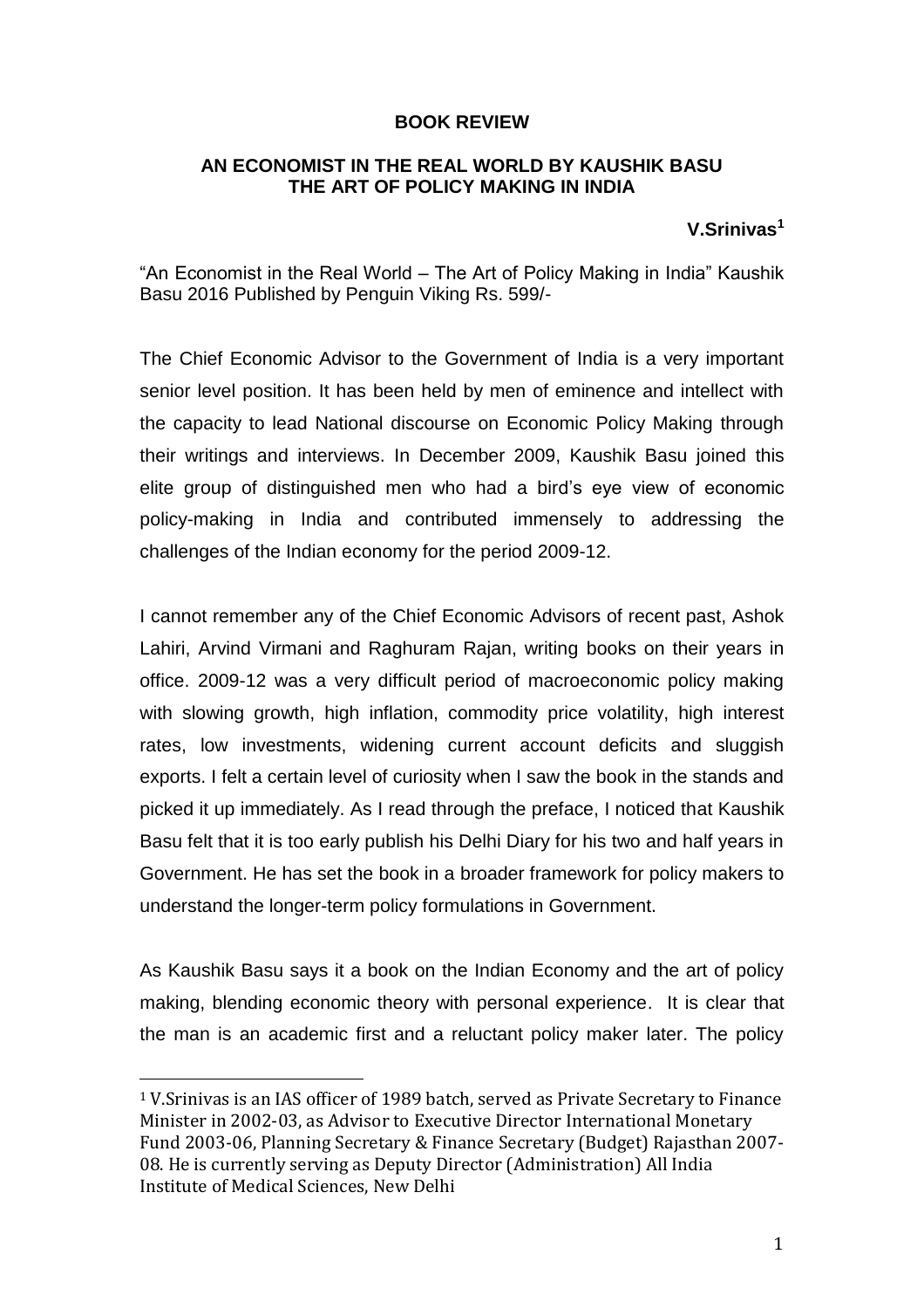**BOOK REVIEW**

**AN ECONOMIST IN THE REAL WORLD BY KAUSHIK BASU THE ART OF POLICY MAKING IN INDIA**

**V.Srinivas[1]**

"An Economist in the Real World – The Art of Policy Making in India" Kaushik Basu 2016 Published by Penguin Viking Rs. 599/-

The Chief Economic Advisor to the Government of India is a very important senior level position. It has been held by men of eminence and intellect with the capacity to lead National discourse on Economic Policy Making through their writings and interviews. In December 2009, Kaushik Basu joined this elite group of distinguished men who had a bird's eye view of economic policy-making in India and contributed immensely to addressing the challenges of the Indian economy for the period 2009-12.

I cannot remember any of the Chief Economic Advisors of recent past, Ashok Lahiri, Arvind Virmani and Raghuram Rajan, writing books on their years in office. 2009-12 was a very difficult period of macroeconomic policy making with slowing growth, high inflation, commodity price volatility, high interest rates, low investments, widening current account deficits and sluggish exports. I felt a certain level of curiosity when I saw the book in the stands and picked it up immediately. As I read through the preface, I noticed that Kaushik Basu felt that it is too early publish his Delhi Diary for his two and half years in Government. He has set the book in a broader framework for policy makers to understand the longer-term policy formulations in Government.

As Kaushik Basu says it a book on the Indian Economy and the art of policy making, blending economic theory with personal experience. It is clear that the man is an academic first and a reluctant policy maker later. The policy

---

[1] V.Srinivas is an IAS officer of 1989 batch, served as Private Secretary to Finance Minister in 2002-03, as Advisor to Executive Director International Monetary Fund 2003-06, Planning Secretary & Finance Secretary (Budget) Rajasthan 2007-08. He is currently serving as Deputy Director (Administration) All India Institute of Medical Sciences, New Delhi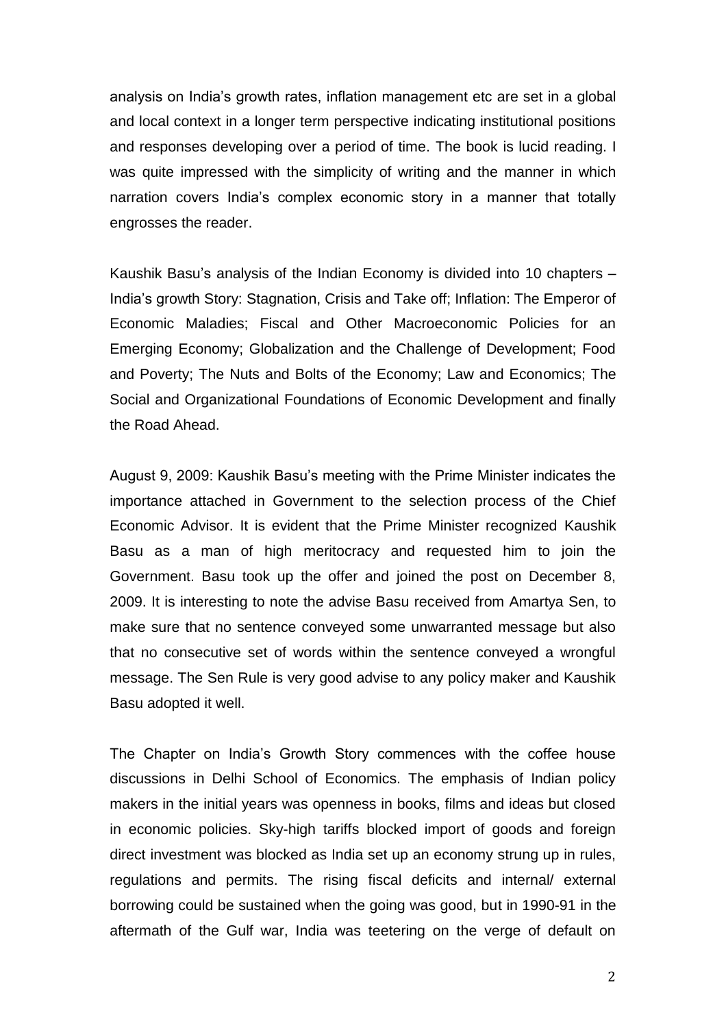analysis on India's growth rates, inflation management etc are set in a global and local context in a longer term perspective indicating institutional positions and responses developing over a period of time. The book is lucid reading. I was quite impressed with the simplicity of writing and the manner in which narration covers India's complex economic story in a manner that totally engrosses the reader.

Kaushik Basu's analysis of the Indian Economy is divided into 10 chapters – India's growth Story: Stagnation, Crisis and Take off; Inflation: The Emperor of Economic Maladies; Fiscal and Other Macroeconomic Policies for an Emerging Economy; Globalization and the Challenge of Development; Food and Poverty; The Nuts and Bolts of the Economy; Law and Economics; The Social and Organizational Foundations of Economic Development and finally the Road Ahead.

August 9, 2009: Kaushik Basu's meeting with the Prime Minister indicates the importance attached in Government to the selection process of the Chief Economic Advisor. It is evident that the Prime Minister recognized Kaushik Basu as a man of high meritocracy and requested him to join the Government. Basu took up the offer and joined the post on December 8, 2009. It is interesting to note the advise Basu received from Amartya Sen, to make sure that no sentence conveyed some unwarranted message but also that no consecutive set of words within the sentence conveyed a wrongful message. The Sen Rule is very good advise to any policy maker and Kaushik Basu adopted it well.

The Chapter on India's Growth Story commences with the coffee house discussions in Delhi School of Economics. The emphasis of Indian policy makers in the initial years was openness in books, films and ideas but closed in economic policies. Sky-high tariffs blocked import of goods and foreign direct investment was blocked as India set up an economy strung up in rules, regulations and permits. The rising fiscal deficits and internal/ external borrowing could be sustained when the going was good, but in 1990-91 in the aftermath of the Gulf war, India was teetering on the verge of default on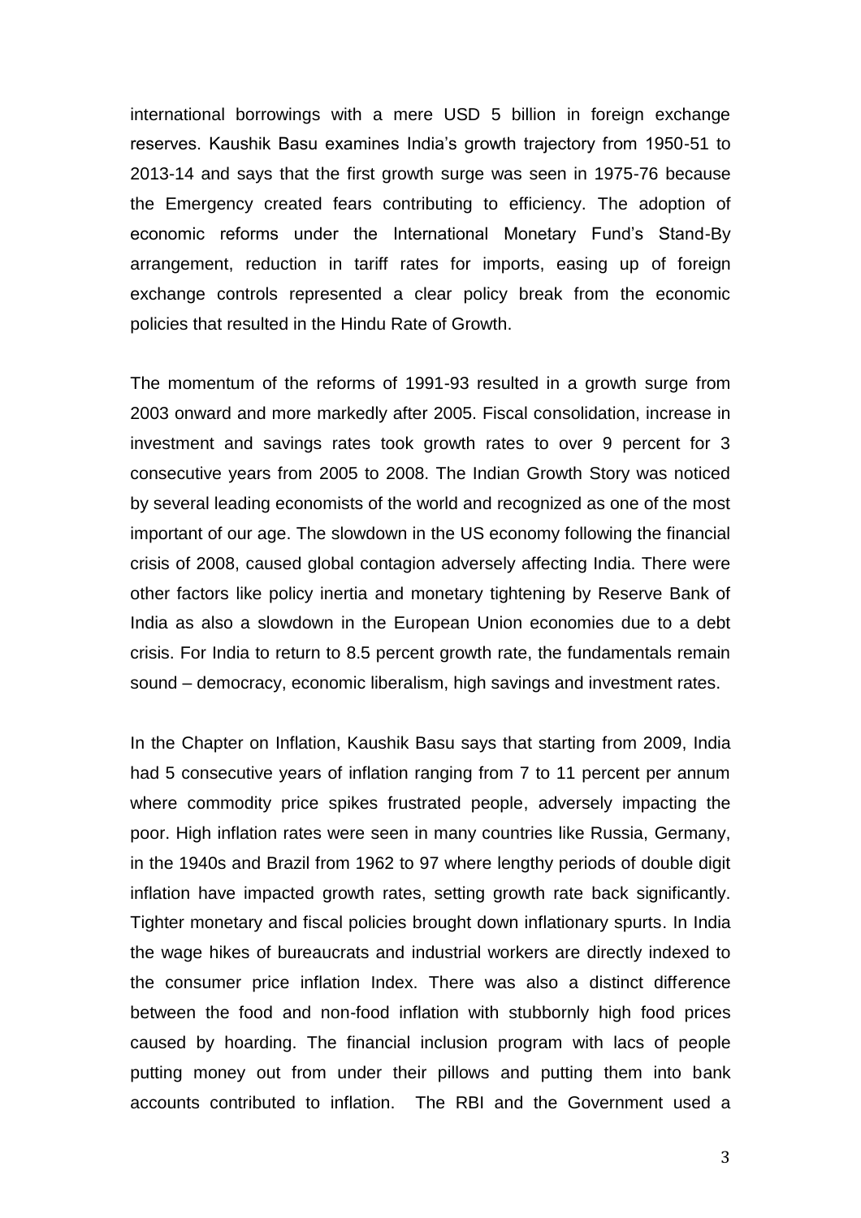international borrowings with a mere USD 5 billion in foreign exchange reserves. Kaushik Basu examines India's growth trajectory from 1950-51 to 2013-14 and says that the first growth surge was seen in 1975-76 because the Emergency created fears contributing to efficiency. The adoption of economic reforms under the International Monetary Fund's Stand-By arrangement, reduction in tariff rates for imports, easing up of foreign exchange controls represented a clear policy break from the economic policies that resulted in the Hindu Rate of Growth.

The momentum of the reforms of 1991-93 resulted in a growth surge from 2003 onward and more markedly after 2005. Fiscal consolidation, increase in investment and savings rates took growth rates to over 9 percent for 3 consecutive years from 2005 to 2008. The Indian Growth Story was noticed by several leading economists of the world and recognized as one of the most important of our age. The slowdown in the US economy following the financial crisis of 2008, caused global contagion adversely affecting India. There were other factors like policy inertia and monetary tightening by Reserve Bank of India as also a slowdown in the European Union economies due to a debt crisis. For India to return to 8.5 percent growth rate, the fundamentals remain sound – democracy, economic liberalism, high savings and investment rates.

In the Chapter on Inflation, Kaushik Basu says that starting from 2009, India had 5 consecutive years of inflation ranging from 7 to 11 percent per annum where commodity price spikes frustrated people, adversely impacting the poor. High inflation rates were seen in many countries like Russia, Germany, in the 1940s and Brazil from 1962 to 97 where lengthy periods of double digit inflation have impacted growth rates, setting growth rate back significantly. Tighter monetary and fiscal policies brought down inflationary spurts. In India the wage hikes of bureaucrats and industrial workers are directly indexed to the consumer price inflation Index. There was also a distinct difference between the food and non-food inflation with stubbornly high food prices caused by hoarding. The financial inclusion program with lacs of people putting money out from under their pillows and putting them into bank accounts contributed to inflation. The RBI and the Government used a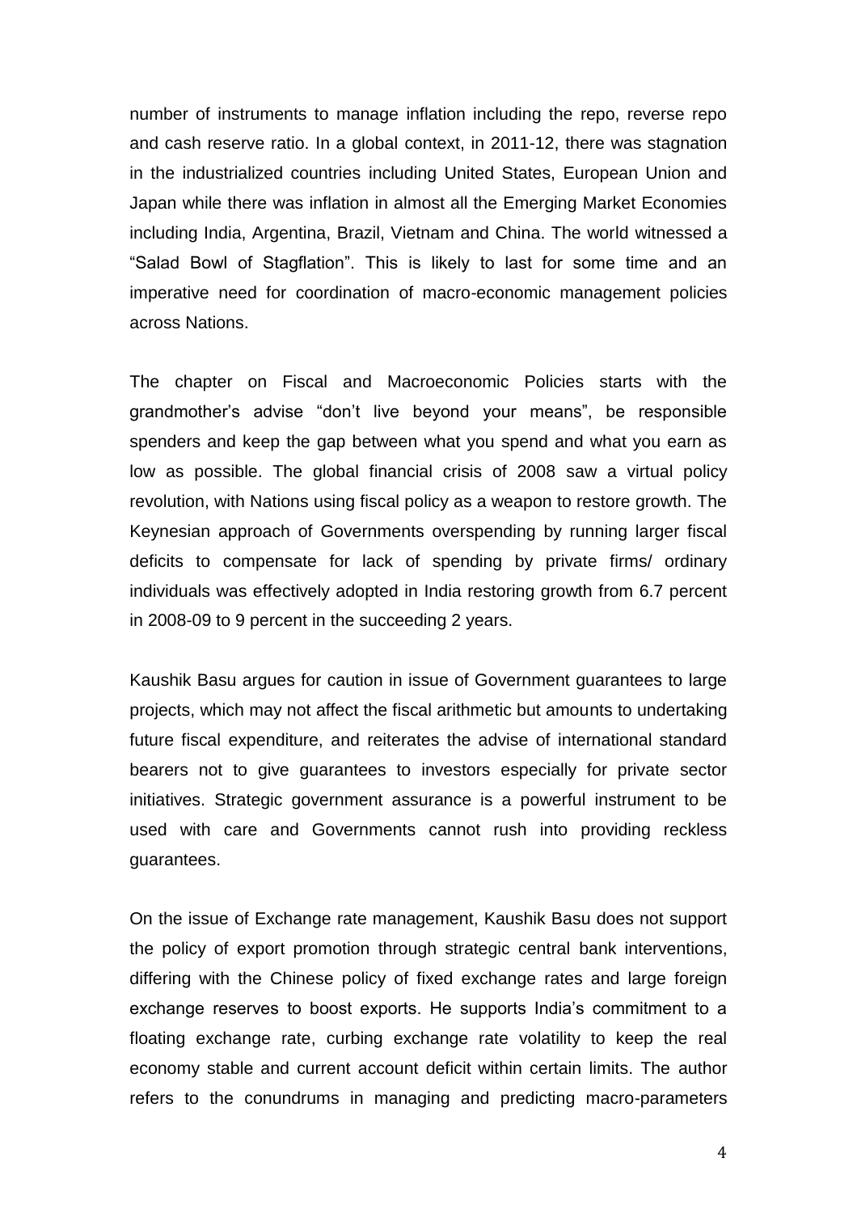number of instruments to manage inflation including the repo, reverse repo and cash reserve ratio. In a global context, in 2011-12, there was stagnation in the industrialized countries including United States, European Union and Japan while there was inflation in almost all the Emerging Market Economies including India, Argentina, Brazil, Vietnam and China. The world witnessed a "Salad Bowl of Stagflation". This is likely to last for some time and an imperative need for coordination of macro-economic management policies across Nations.

The chapter on Fiscal and Macroeconomic Policies starts with the grandmother's advise "don't live beyond your means", be responsible spenders and keep the gap between what you spend and what you earn as low as possible. The global financial crisis of 2008 saw a virtual policy revolution, with Nations using fiscal policy as a weapon to restore growth. The Keynesian approach of Governments overspending by running larger fiscal deficits to compensate for lack of spending by private firms/ ordinary individuals was effectively adopted in India restoring growth from 6.7 percent in 2008-09 to 9 percent in the succeeding 2 years.

Kaushik Basu argues for caution in issue of Government guarantees to large projects, which may not affect the fiscal arithmetic but amounts to undertaking future fiscal expenditure, and reiterates the advise of international standard bearers not to give guarantees to investors especially for private sector initiatives. Strategic government assurance is a powerful instrument to be used with care and Governments cannot rush into providing reckless guarantees.

On the issue of Exchange rate management, Kaushik Basu does not support the policy of export promotion through strategic central bank interventions, differing with the Chinese policy of fixed exchange rates and large foreign exchange reserves to boost exports. He supports India's commitment to a floating exchange rate, curbing exchange rate volatility to keep the real economy stable and current account deficit within certain limits. The author refers to the conundrums in managing and predicting macro-parameters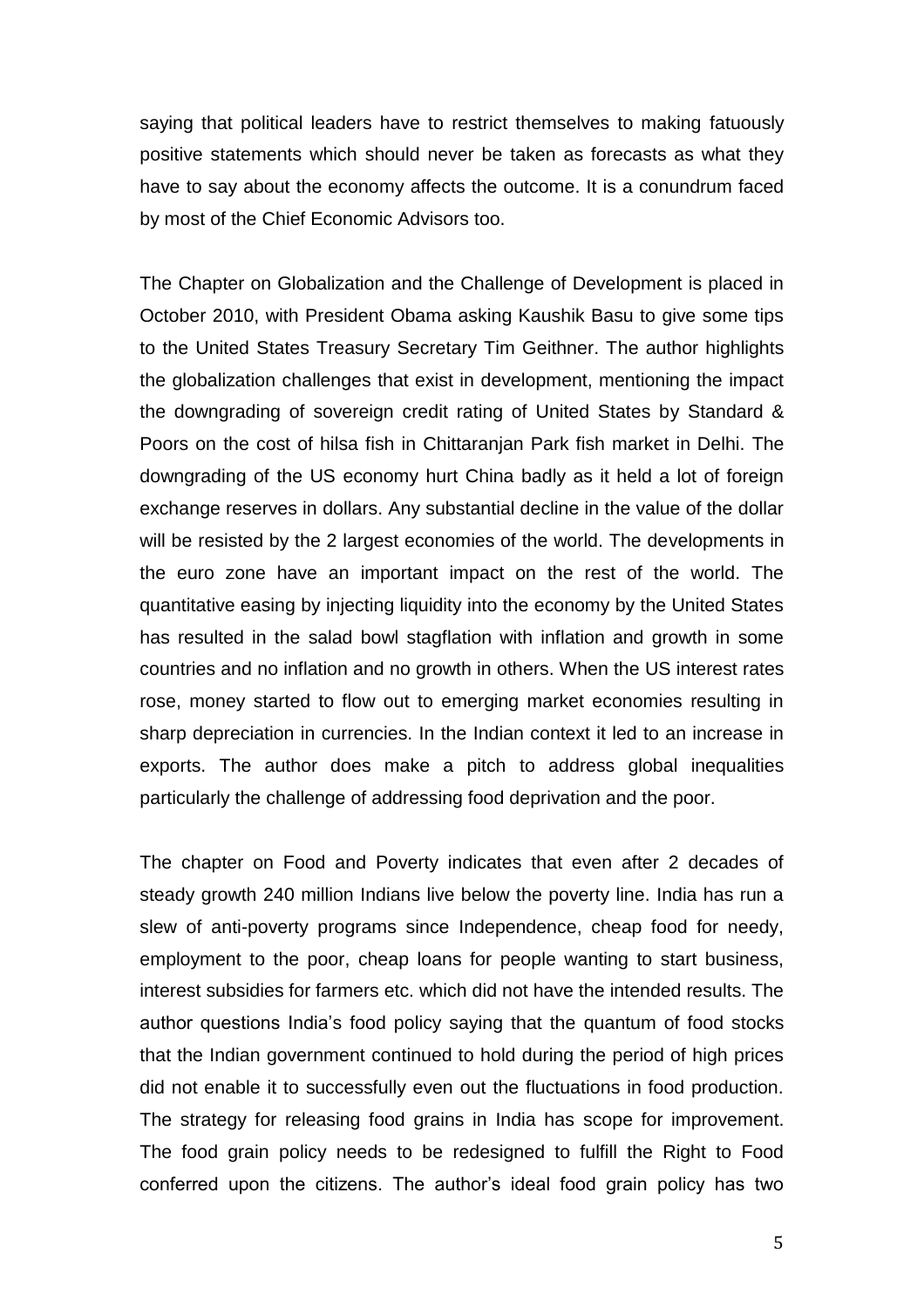saying that political leaders have to restrict themselves to making fatuously positive statements which should never be taken as forecasts as what they have to say about the economy affects the outcome. It is a conundrum faced by most of the Chief Economic Advisors too.

The Chapter on Globalization and the Challenge of Development is placed in October 2010, with President Obama asking Kaushik Basu to give some tips to the United States Treasury Secretary Tim Geithner. The author highlights the globalization challenges that exist in development, mentioning the impact the downgrading of sovereign credit rating of United States by Standard & Poors on the cost of hilsa fish in Chittaranjan Park fish market in Delhi. The downgrading of the US economy hurt China badly as it held a lot of foreign exchange reserves in dollars. Any substantial decline in the value of the dollar will be resisted by the 2 largest economies of the world. The developments in the euro zone have an important impact on the rest of the world. The quantitative easing by injecting liquidity into the economy by the United States has resulted in the salad bowl stagflation with inflation and growth in some countries and no inflation and no growth in others. When the US interest rates rose, money started to flow out to emerging market economies resulting in sharp depreciation in currencies. In the Indian context it led to an increase in exports. The author does make a pitch to address global inequalities particularly the challenge of addressing food deprivation and the poor.

The chapter on Food and Poverty indicates that even after 2 decades of steady growth 240 million Indians live below the poverty line. India has run a slew of anti-poverty programs since Independence, cheap food for needy, employment to the poor, cheap loans for people wanting to start business, interest subsidies for farmers etc. which did not have the intended results. The author questions India's food policy saying that the quantum of food stocks that the Indian government continued to hold during the period of high prices did not enable it to successfully even out the fluctuations in food production. The strategy for releasing food grains in India has scope for improvement. The food grain policy needs to be redesigned to fulfill the Right to Food conferred upon the citizens. The author's ideal food grain policy has two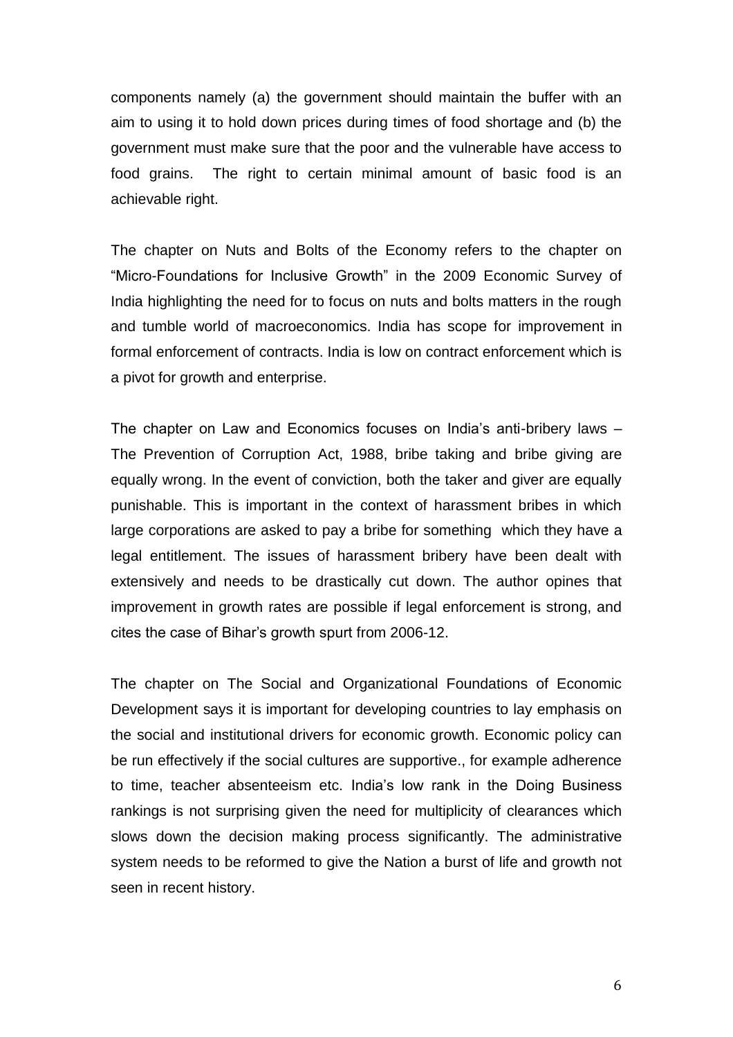components namely (a) the government should maintain the buffer with an aim to using it to hold down prices during times of food shortage and (b) the government must make sure that the poor and the vulnerable have access to food grains. The right to certain minimal amount of basic food is an achievable right.

The chapter on Nuts and Bolts of the Economy refers to the chapter on "Micro-Foundations for Inclusive Growth" in the 2009 Economic Survey of India highlighting the need for to focus on nuts and bolts matters in the rough and tumble world of macroeconomics. India has scope for improvement in formal enforcement of contracts. India is low on contract enforcement which is a pivot for growth and enterprise.

The chapter on Law and Economics focuses on India's anti-bribery laws – The Prevention of Corruption Act, 1988, bribe taking and bribe giving are equally wrong. In the event of conviction, both the taker and giver are equally punishable. This is important in the context of harassment bribes in which large corporations are asked to pay a bribe for something which they have a legal entitlement. The issues of harassment bribery have been dealt with extensively and needs to be drastically cut down. The author opines that improvement in growth rates are possible if legal enforcement is strong, and cites the case of Bihar's growth spurt from 2006-12.

The chapter on The Social and Organizational Foundations of Economic Development says it is important for developing countries to lay emphasis on the social and institutional drivers for economic growth. Economic policy can be run effectively if the social cultures are supportive., for example adherence to time, teacher absenteeism etc. India's low rank in the Doing Business rankings is not surprising given the need for multiplicity of clearances which slows down the decision making process significantly. The administrative system needs to be reformed to give the Nation a burst of life and growth not seen in recent history.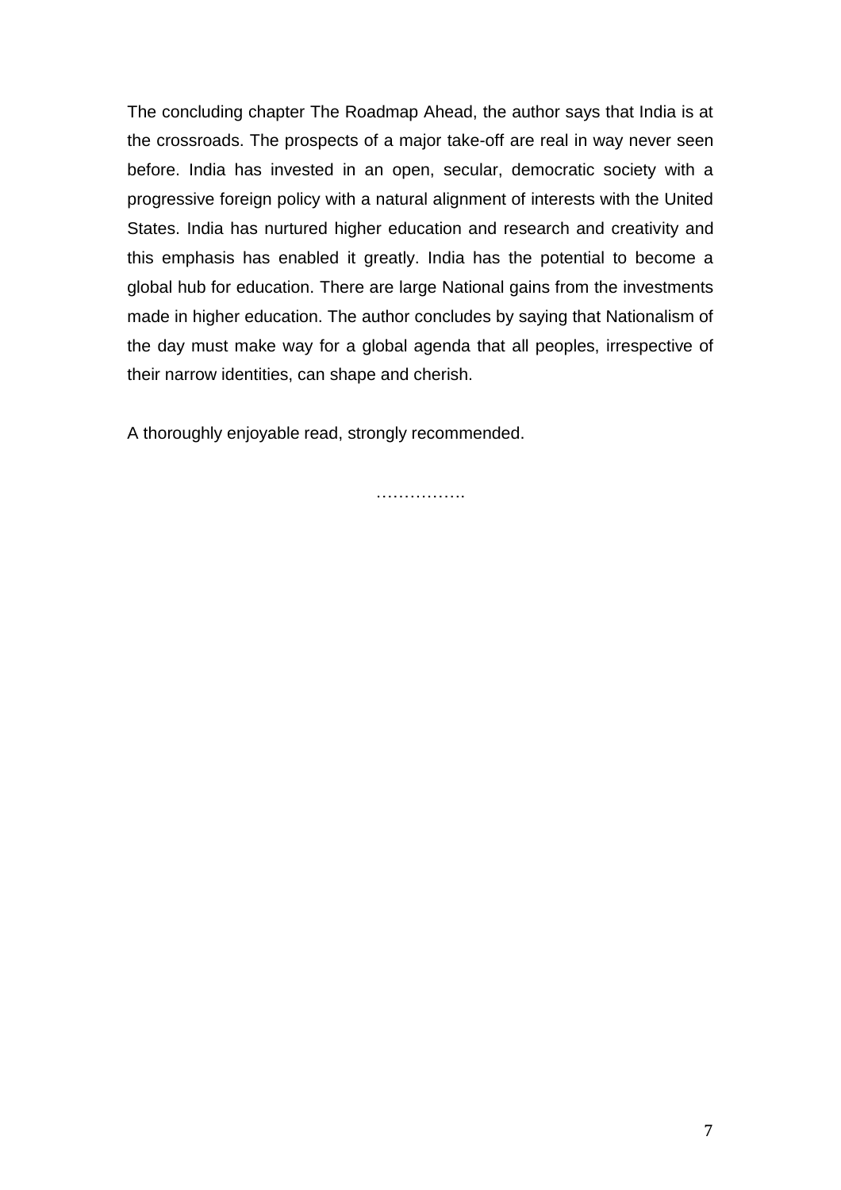The concluding chapter The Roadmap Ahead, the author says that India is at the crossroads. The prospects of a major take-off are real in way never seen before. India has invested in an open, secular, democratic society with a progressive foreign policy with a natural alignment of interests with the United States. India has nurtured higher education and research and creativity and this emphasis has enabled it greatly. India has the potential to become a global hub for education. There are large National gains from the investments made in higher education. The author concludes by saying that Nationalism of the day must make way for a global agenda that all peoples, irrespective of their narrow identities, can shape and cherish.

A thoroughly enjoyable read, strongly recommended.

…………….